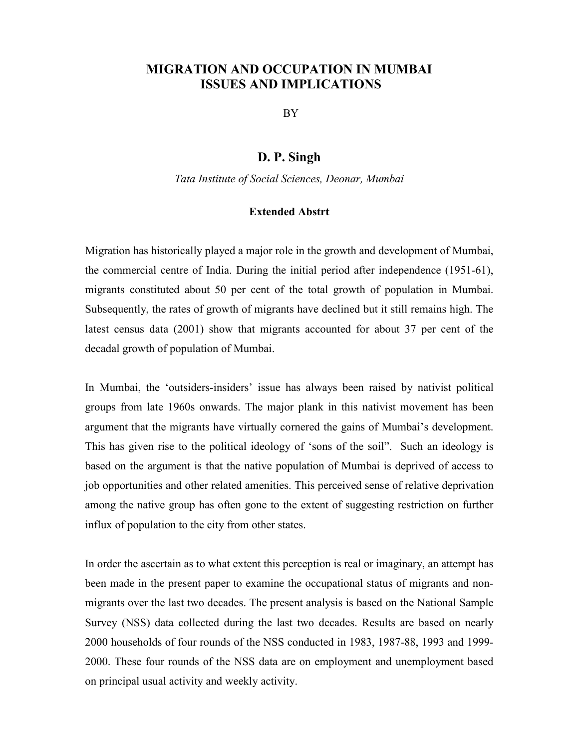# MIGRATION AND OCCUPATION IN MUMBAI ISSUES AND IMPLICATIONS

BY

## D. P. Singh

*Tata Institute of Social Sciences, Deonar, Mumbai*

### Extended Abstrt

Migration has historically played a major role in the growth and development of Mumbai, the commercial centre of India. During the initial period after independence (1951-61), migrants constituted about 50 per cent of the total growth of population in Mumbai. Subsequently, the rates of growth of migrants have declined but it still remains high. The latest census data (2001) show that migrants accounted for about 37 per cent of the decadal growth of population of Mumbai.

In Mumbai, the 'outsiders-insiders' issue has always been raised by nativist political groups from late 1960s onwards. The major plank in this nativist movement has been argument that the migrants have virtually cornered the gains of Mumbai's development. This has given rise to the political ideology of 'sons of the soil". Such an ideology is based on the argument is that the native population of Mumbai is deprived of access to job opportunities and other related amenities. This perceived sense of relative deprivation among the native group has often gone to the extent of suggesting restriction on further influx of population to the city from other states.

In order the ascertain as to what extent this perception is real or imaginary, an attempt has been made in the present paper to examine the occupational status of migrants and non-migrants over the last two decades. The present analysis is based on the National Sample Survey (NSS) data collected during the last two decades. Results are based on nearly 2000 households of four rounds of the NSS conducted in 1983, 1987-88, 1993 and 1999-2000. These four rounds of the NSS data are on employment and unemployment based on principal usual activity and weekly activity.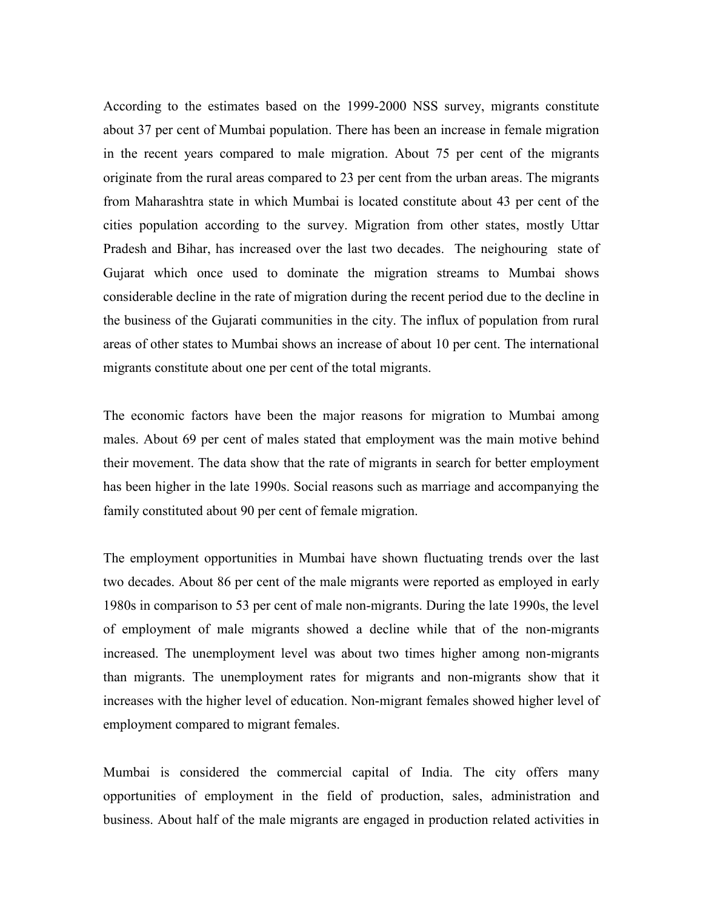According to the estimates based on the 1999-2000 NSS survey, migrants constitute about 37 per cent of Mumbai population. There has been an increase in female migration in the recent years compared to male migration. About 75 per cent of the migrants originate from the rural areas compared to 23 per cent from the urban areas. The migrants from Maharashtra state in which Mumbai is located constitute about 43 per cent of the cities population according to the survey. Migration from other states, mostly Uttar Pradesh and Bihar, has increased over the last two decades. The neighouring state of Gujarat which once used to dominate the migration streams to Mumbai shows considerable decline in the rate of migration during the recent period due to the decline in the business of the Gujarati communities in the city. The influx of population from rural areas of other states to Mumbai shows an increase of about 10 per cent. The international migrants constitute about one per cent of the total migrants.

The economic factors have been the major reasons for migration to Mumbai among males. About 69 per cent of males stated that employment was the main motive behind their movement. The data show that the rate of migrants in search for better employment has been higher in the late 1990s. Social reasons such as marriage and accompanying the family constituted about 90 per cent of female migration.

The employment opportunities in Mumbai have shown fluctuating trends over the last two decades. About 86 per cent of the male migrants were reported as employed in early 1980s in comparison to 53 per cent of male non-migrants. During the late 1990s, the level of employment of male migrants showed a decline while that of the non-migrants increased. The unemployment level was about two times higher among non-migrants than migrants. The unemployment rates for migrants and non-migrants show that it increases with the higher level of education. Non-migrant females showed higher level of employment compared to migrant females.

Mumbai is considered the commercial capital of India. The city offers many opportunities of employment in the field of production, sales, administration and business. About half of the male migrants are engaged in production related activities in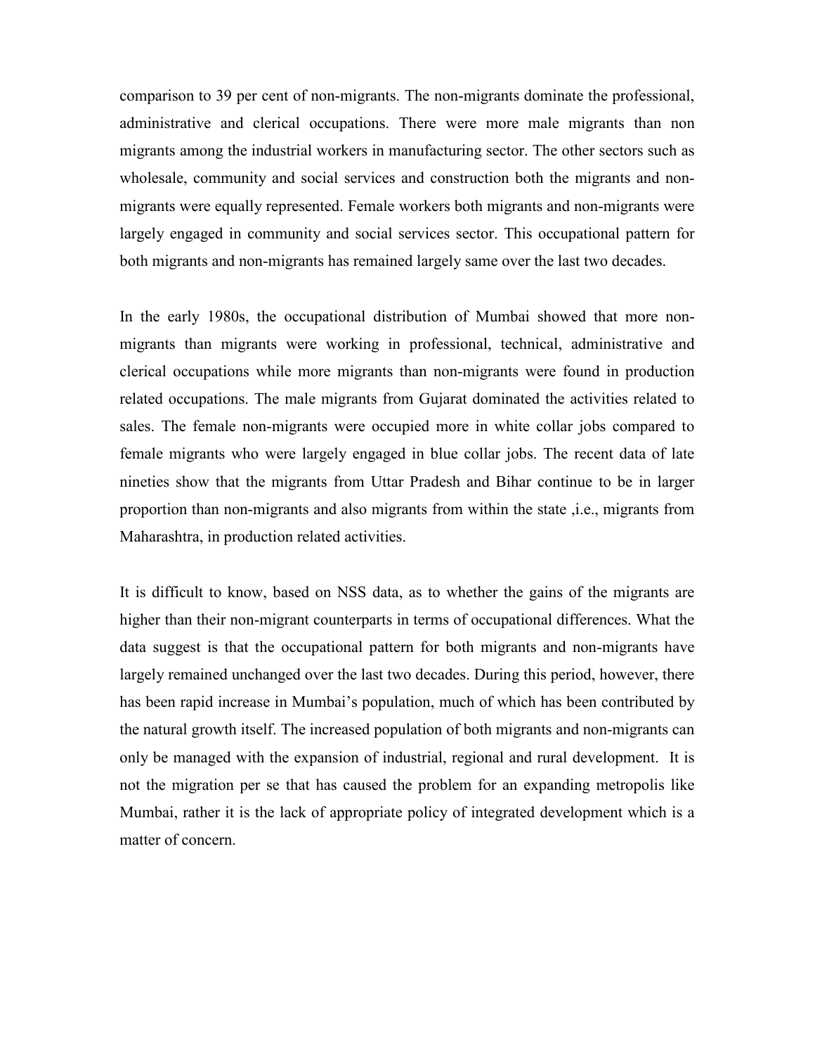comparison to 39 per cent of non-migrants. The non-migrants dominate the professional, administrative and clerical occupations. There were more male migrants than non migrants among the industrial workers in manufacturing sector. The other sectors such as wholesale, community and social services and construction both the migrants and non-migrants were equally represented. Female workers both migrants and non-migrants were largely engaged in community and social services sector. This occupational pattern for both migrants and non-migrants has remained largely same over the last two decades.

In the early 1980s, the occupational distribution of Mumbai showed that more non-migrants than migrants were working in professional, technical, administrative and clerical occupations while more migrants than non-migrants were found in production related occupations. The male migrants from Gujarat dominated the activities related to sales. The female non-migrants were occupied more in white collar jobs compared to female migrants who were largely engaged in blue collar jobs. The recent data of late nineties show that the migrants from Uttar Pradesh and Bihar continue to be in larger proportion than non-migrants and also migrants from within the state ,i.e., migrants from Maharashtra, in production related activities.

It is difficult to know, based on NSS data, as to whether the gains of the migrants are higher than their non-migrant counterparts in terms of occupational differences. What the data suggest is that the occupational pattern for both migrants and non-migrants have largely remained unchanged over the last two decades. During this period, however, there has been rapid increase in Mumbai's population, much of which has been contributed by the natural growth itself. The increased population of both migrants and non-migrants can only be managed with the expansion of industrial, regional and rural development. It is not the migration per se that has caused the problem for an expanding metropolis like Mumbai, rather it is the lack of appropriate policy of integrated development which is a matter of concern.